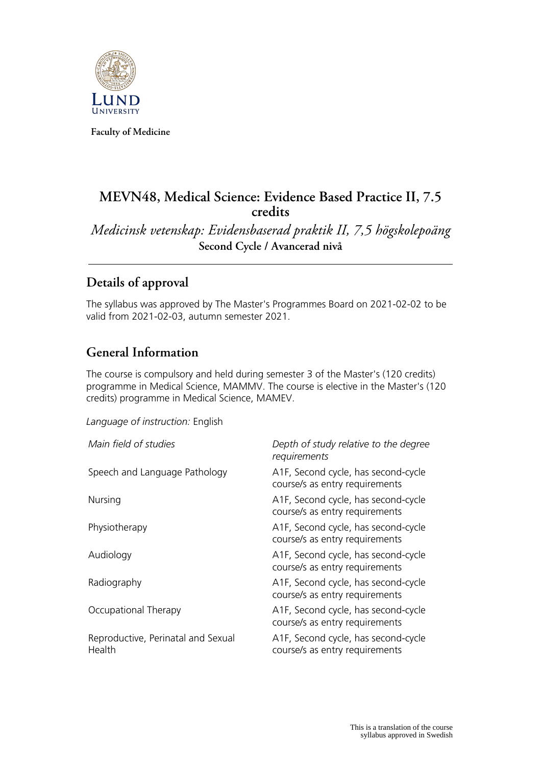Faculty of Medicine

# MEVN48, Medical Science: Evidence Based Practice II, 7.5 credits

*Medicinsk vetenskap: Evidensbaserad praktik II, 7,5 högskolepoäng*

**Second Cycle / Avancerad nivå**

## Details of approval

The syllabus was approved by The Master's Programmes Board on 2021-02-02 to be valid from 2021-02-03, autumn semester 2021.

## General Information

The course is compulsory and held during semester 3 of the Master's (120 credits) programme in Medical Science, MAMMV. The course is elective in the Master's (120 credits) programme in Medical Science, MAMEV.

*Language of instruction:* English

| *Main field of studies* | *Depth of study relative to the degree requirements* |
|---|---|
| Speech and Language Pathology | A1F, Second cycle, has second-cycle course/s as entry requirements |
| Nursing | A1F, Second cycle, has second-cycle course/s as entry requirements |
| Physiotherapy | A1F, Second cycle, has second-cycle course/s as entry requirements |
| Audiology | A1F, Second cycle, has second-cycle course/s as entry requirements |
| Radiography | A1F, Second cycle, has second-cycle course/s as entry requirements |
| Occupational Therapy | A1F, Second cycle, has second-cycle course/s as entry requirements |
| Reproductive, Perinatal and Sexual Health | A1F, Second cycle, has second-cycle course/s as entry requirements |

This is a translation of the course syllabus approved in Swedish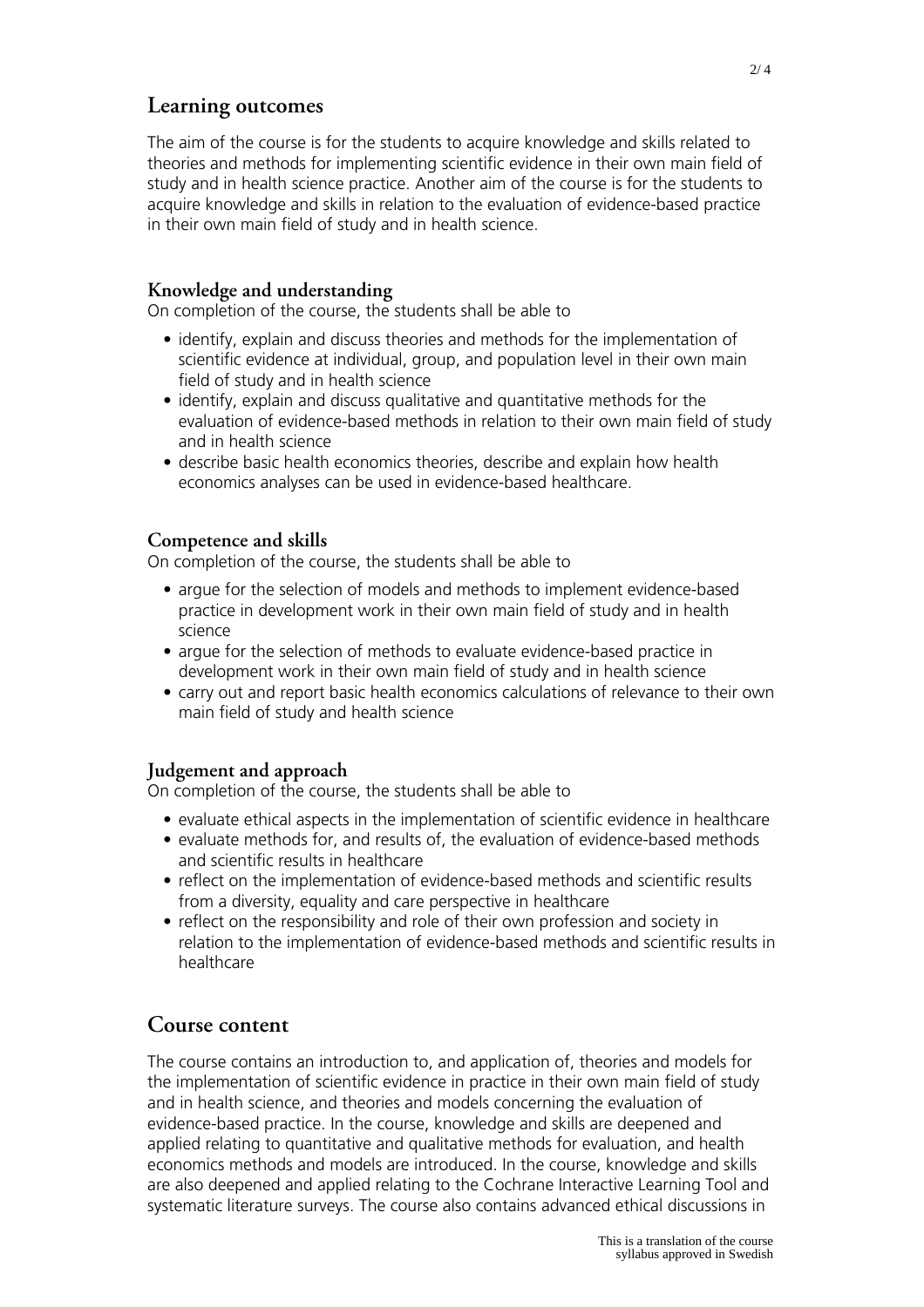## Learning outcomes

The aim of the course is for the students to acquire knowledge and skills related to theories and methods for implementing scientific evidence in their own main field of study and in health science practice. Another aim of the course is for the students to acquire knowledge and skills in relation to the evaluation of evidence-based practice in their own main field of study and in health science.

### Knowledge and understanding

On completion of the course, the students shall be able to

- identify, explain and discuss theories and methods for the implementation of scientific evidence at individual, group, and population level in their own main field of study and in health science
- identify, explain and discuss qualitative and quantitative methods for the evaluation of evidence-based methods in relation to their own main field of study and in health science
- describe basic health economics theories, describe and explain how health economics analyses can be used in evidence-based healthcare.

### Competence and skills

On completion of the course, the students shall be able to

- argue for the selection of models and methods to implement evidence-based practice in development work in their own main field of study and in health science
- argue for the selection of methods to evaluate evidence-based practice in development work in their own main field of study and in health science
- carry out and report basic health economics calculations of relevance to their own main field of study and health science

### Judgement and approach

On completion of the course, the students shall be able to

- evaluate ethical aspects in the implementation of scientific evidence in healthcare
- evaluate methods for, and results of, the evaluation of evidence-based methods and scientific results in healthcare
- reflect on the implementation of evidence-based methods and scientific results from a diversity, equality and care perspective in healthcare
- reflect on the responsibility and role of their own profession and society in relation to the implementation of evidence-based methods and scientific results in healthcare

## Course content

The course contains an introduction to, and application of, theories and models for the implementation of scientific evidence in practice in their own main field of study and in health science, and theories and models concerning the evaluation of evidence-based practice. In the course, knowledge and skills are deepened and applied relating to quantitative and qualitative methods for evaluation, and health economics methods and models are introduced. In the course, knowledge and skills are also deepened and applied relating to the Cochrane Interactive Learning Tool and systematic literature surveys. The course also contains advanced ethical discussions in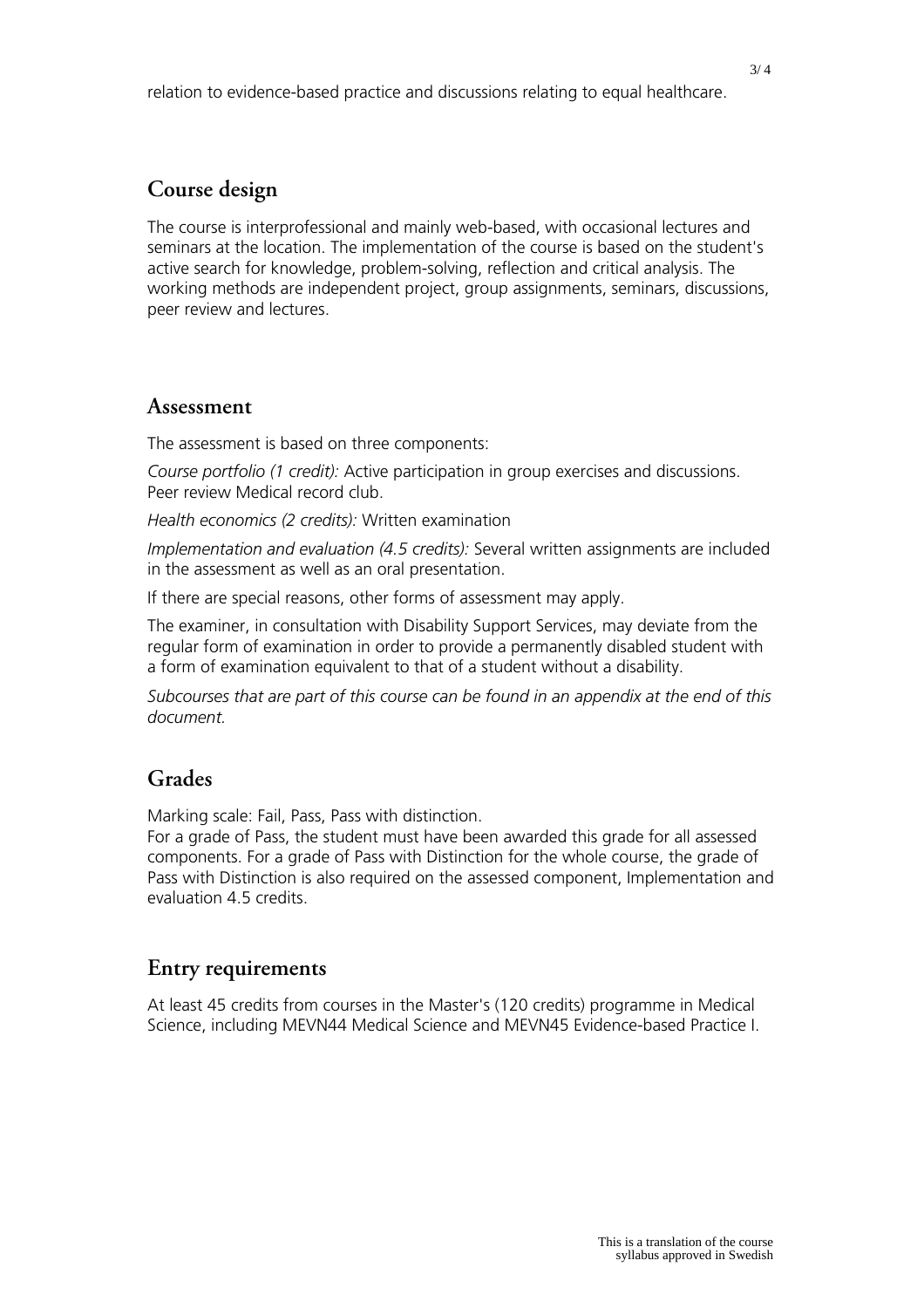relation to evidence-based practice and discussions relating to equal healthcare.

## Course design

The course is interprofessional and mainly web-based, with occasional lectures and seminars at the location. The implementation of the course is based on the student's active search for knowledge, problem-solving, reflection and critical analysis. The working methods are independent project, group assignments, seminars, discussions, peer review and lectures.

## Assessment

The assessment is based on three components:

*Course portfolio (1 credit):* Active participation in group exercises and discussions. Peer review Medical record club.

*Health economics (2 credits):* Written examination

*Implementation and evaluation (4.5 credits):* Several written assignments are included in the assessment as well as an oral presentation.

If there are special reasons, other forms of assessment may apply.

The examiner, in consultation with Disability Support Services, may deviate from the regular form of examination in order to provide a permanently disabled student with a form of examination equivalent to that of a student without a disability.

*Subcourses that are part of this course can be found in an appendix at the end of this document.*

## Grades

Marking scale: Fail, Pass, Pass with distinction.
For a grade of Pass, the student must have been awarded this grade for all assessed components. For a grade of Pass with Distinction for the whole course, the grade of Pass with Distinction is also required on the assessed component, Implementation and evaluation 4.5 credits.

## Entry requirements

At least 45 credits from courses in the Master's (120 credits) programme in Medical Science, including MEVN44 Medical Science and MEVN45 Evidence-based Practice I.

This is a translation of the course syllabus approved in Swedish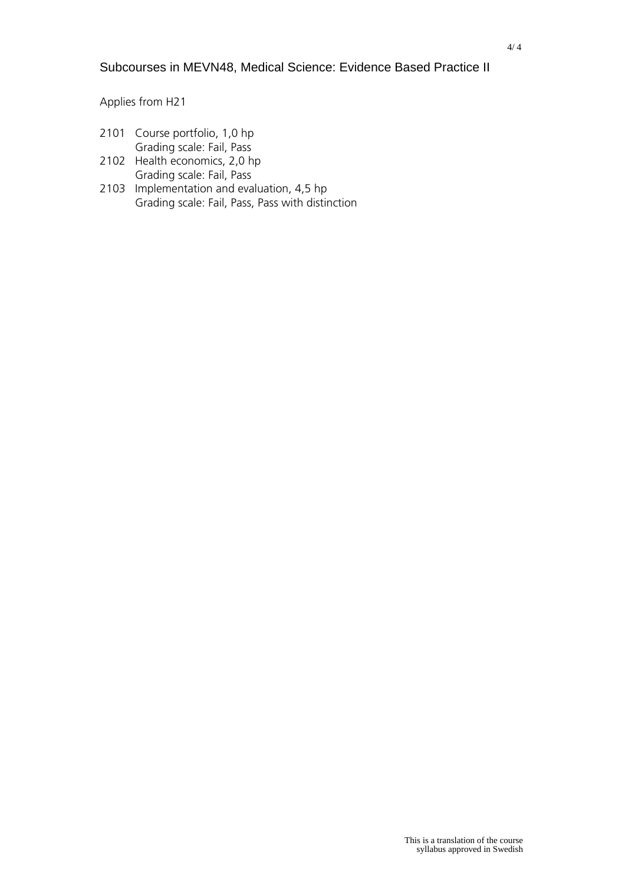## Subcourses in MEVN48, Medical Science: Evidence Based Practice II

Applies from H21

2101 Course portfolio, 1,0 hp
Grading scale: Fail, Pass

2102 Health economics, 2,0 hp
Grading scale: Fail, Pass

2103 Implementation and evaluation, 4,5 hp
Grading scale: Fail, Pass, Pass with distinction

This is a translation of the course syllabus approved in Swedish